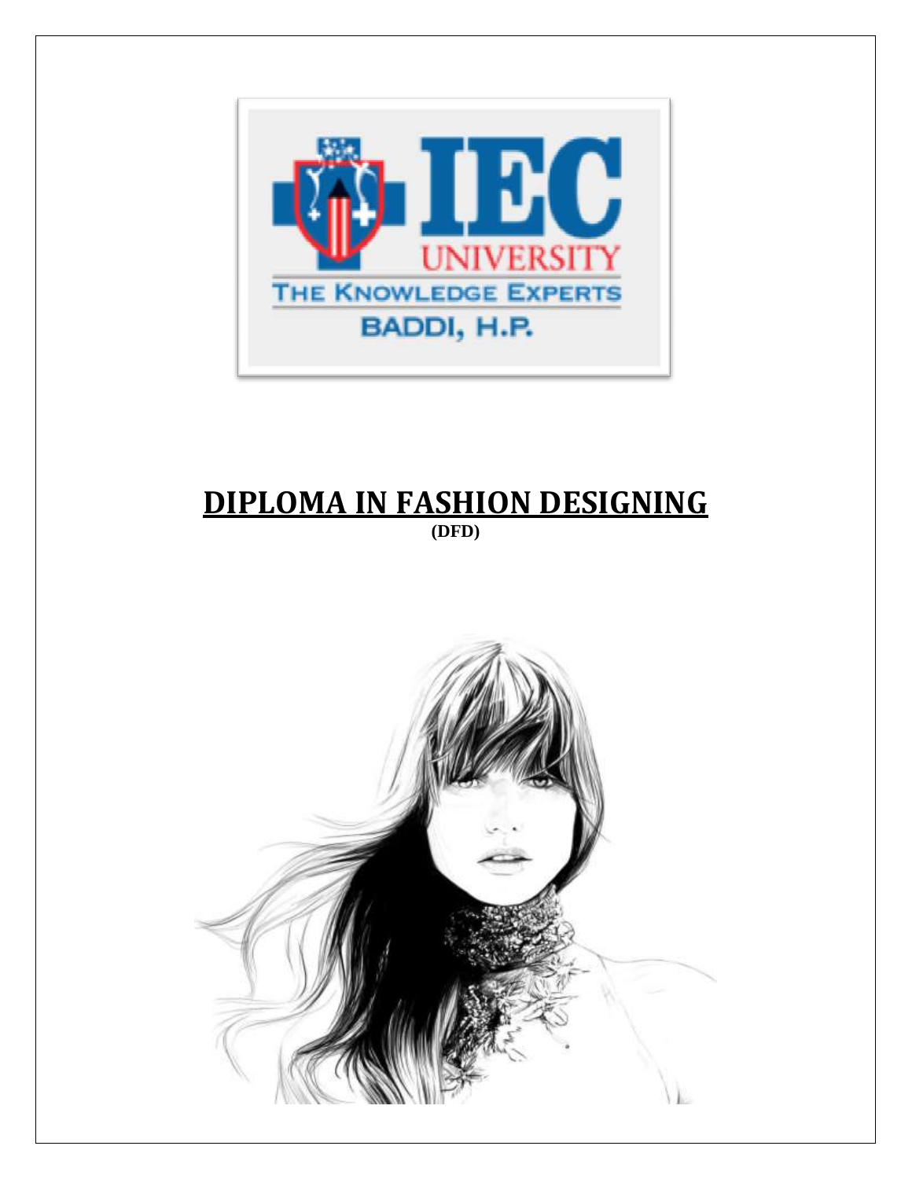# DIPLOMA IN FASHION DESIGNING

**(DFD)**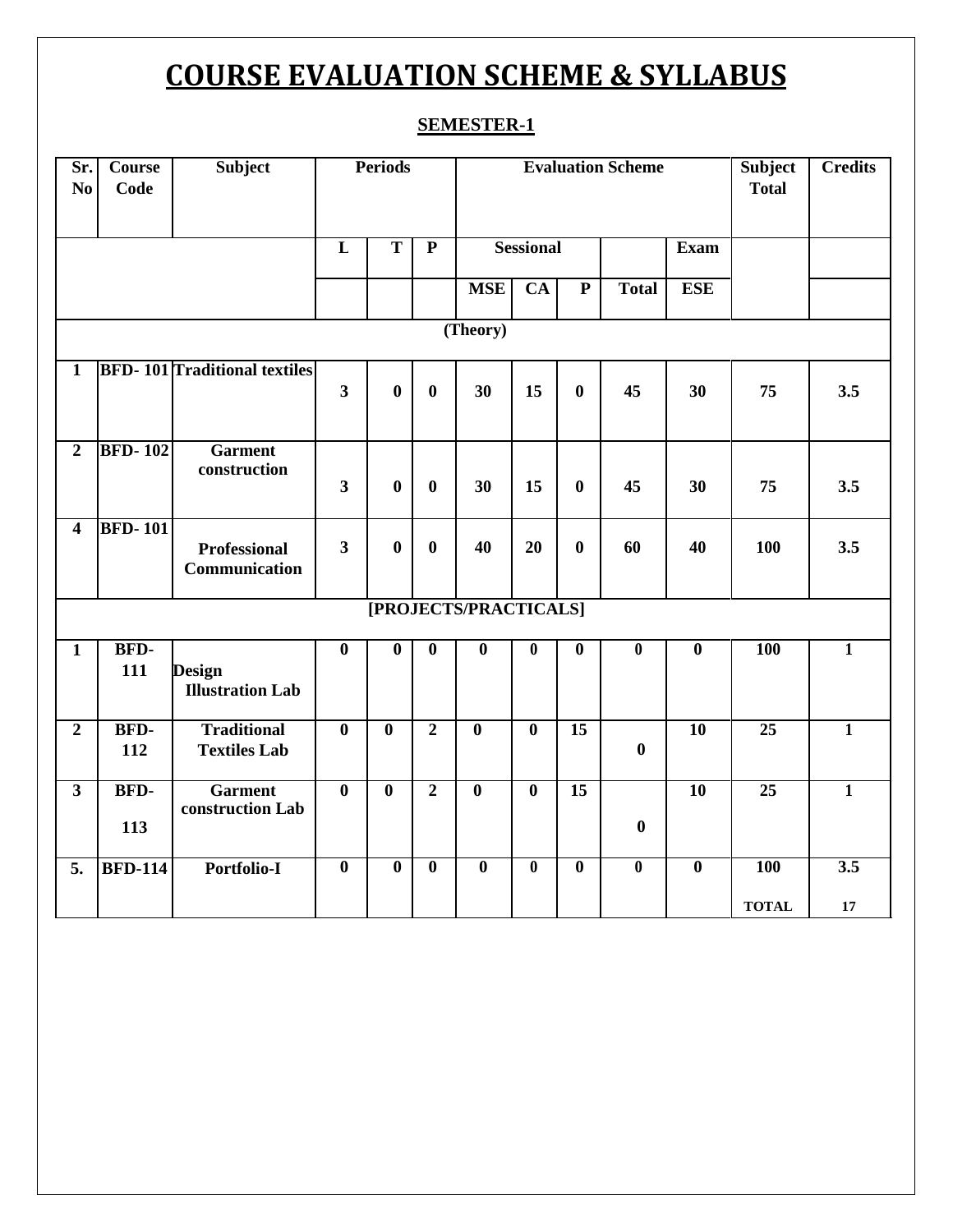# COURSE EVALUATION SCHEME & SYLLABUS

## SEMESTER-1

| Sr. No | Course Code | Subject | Periods | | | Evaluation Scheme | | | | | Subject Total | Credits |
|---|---|---|---|---|---|---|---|---|---|---|---|---|
| | | | L | T | P | Sessional | | | | Exam | | |
| | | | | | | MSE | CA | P | Total | ESE | | |
| (Theory) | | | | | | | | | | | | |
| 1 | BFD- 101 | Traditional textiles | 3 | 0 | 0 | 30 | 15 | 0 | 45 | 30 | 75 | 3.5 |
| 2 | BFD- 102 | Garment construction | 3 | 0 | 0 | 30 | 15 | 0 | 45 | 30 | 75 | 3.5 |
| 4 | BFD- 101 | Professional Communication | 3 | 0 | 0 | 40 | 20 | 0 | 60 | 40 | 100 | 3.5 |
| [PROJECTS/PRACTICALS] | | | | | | | | | | | | |
| 1 | BFD-111 | Design Illustration Lab | 0 | 0 | 0 | 0 | 0 | 0 | 0 | 0 | 100 | 1 |
| 2 | BFD-112 | Traditional Textiles Lab | 0 | 0 | 2 | 0 | 0 | 15 | 0 | 10 | 25 | 1 |
| 3 | BFD-113 | Garment construction Lab | 0 | 0 | 2 | 0 | 0 | 15 | 0 | 10 | 25 | 1 |
| 5. | BFD-114 | Portfolio-I | 0 | 0 | 0 | 0 | 0 | 0 | 0 | 0 | 100 | 3.5 |
| | | | | | | | | | | | TOTAL | 17 |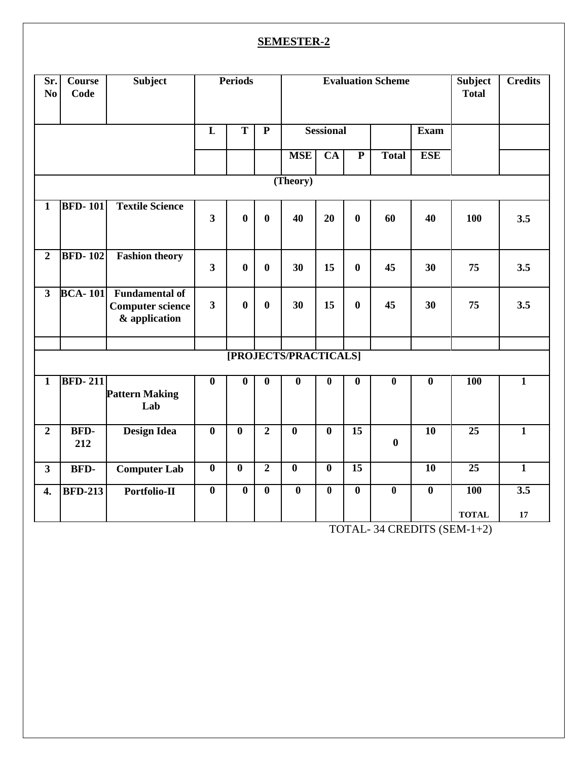## SEMESTER-2

| Sr. No | Course Code | Subject | Periods | | | Evaluation Scheme | | | | | Subject Total | Credits |
|---|---|---|---|---|---|---|---|---|---|---|---|---|
| | | | L | T | P | Sessional | | | | Exam | | |
| | | | | | | MSE | CA | P | Total | ESE | | |
| (Theory) | | | | | | | | | | | | |
| 1 | BFD- 101 | Textile Science | 3 | 0 | 0 | 40 | 20 | 0 | 60 | 40 | 100 | 3.5 |
| 2 | BFD- 102 | Fashion theory | 3 | 0 | 0 | 30 | 15 | 0 | 45 | 30 | 75 | 3.5 |
| 3 | BCA- 101 | Fundamental of Computer science & application | 3 | 0 | 0 | 30 | 15 | 0 | 45 | 30 | 75 | 3.5 |
| | | | | | | | | | | | | |
| [PROJECTS/PRACTICALS] | | | | | | | | | | | | |
| 1 | BFD- 211 | Pattern Making Lab | 0 | 0 | 0 | 0 | 0 | 0 | 0 | 0 | 100 | 1 |
| 2 | BFD-212 | Design Idea | 0 | 0 | 2 | 0 | 0 | 15 | 0 | 10 | 25 | 1 |
| 3 | BFD- | Computer Lab | 0 | 0 | 2 | 0 | 0 | 15 | | 10 | 25 | 1 |
| 4. | BFD-213 | Portfolio-II | 0 | 0 | 0 | 0 | 0 | 0 | 0 | 0 | 100 | 3.5 |
| | | | | | | | | | | | TOTAL | 17 |

TOTAL- 34 CREDITS (SEM-1+2)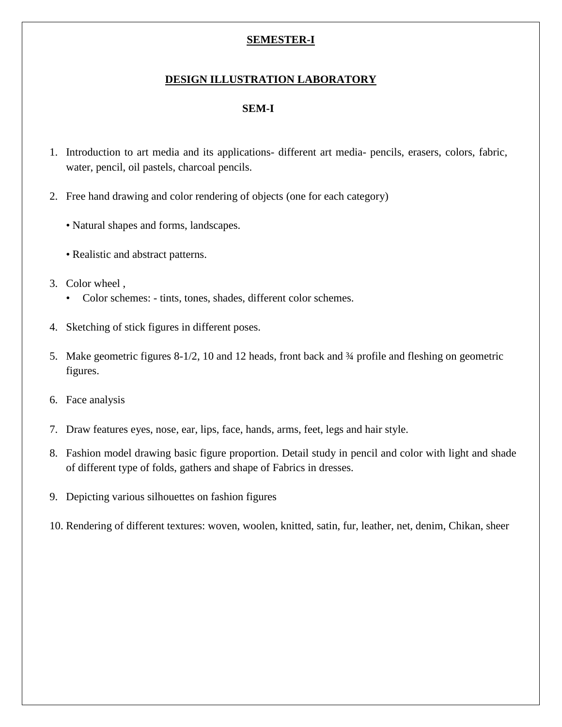**SEMESTER-I**

**DESIGN ILLUSTRATION LABORATORY**

**SEM-I**

1. Introduction to art media and its applications- different art media- pencils, erasers, colors, fabric, water, pencil, oil pastels, charcoal pencils.

2. Free hand drawing and color rendering of objects (one for each category)

   • Natural shapes and forms, landscapes.

   • Realistic and abstract patterns.

3. Color wheel ,
   - Color schemes: - tints, tones, shades, different color schemes.

4. Sketching of stick figures in different poses.

5. Make geometric figures 8-1/2, 10 and 12 heads, front back and ¾ profile and fleshing on geometric figures.

6. Face analysis

7. Draw features eyes, nose, ear, lips, face, hands, arms, feet, legs and hair style.

8. Fashion model drawing basic figure proportion. Detail study in pencil and color with light and shade of different type of folds, gathers and shape of Fabrics in dresses.

9. Depicting various silhouettes on fashion figures

10. Rendering of different textures: woven, woolen, knitted, satin, fur, leather, net, denim, Chikan, sheer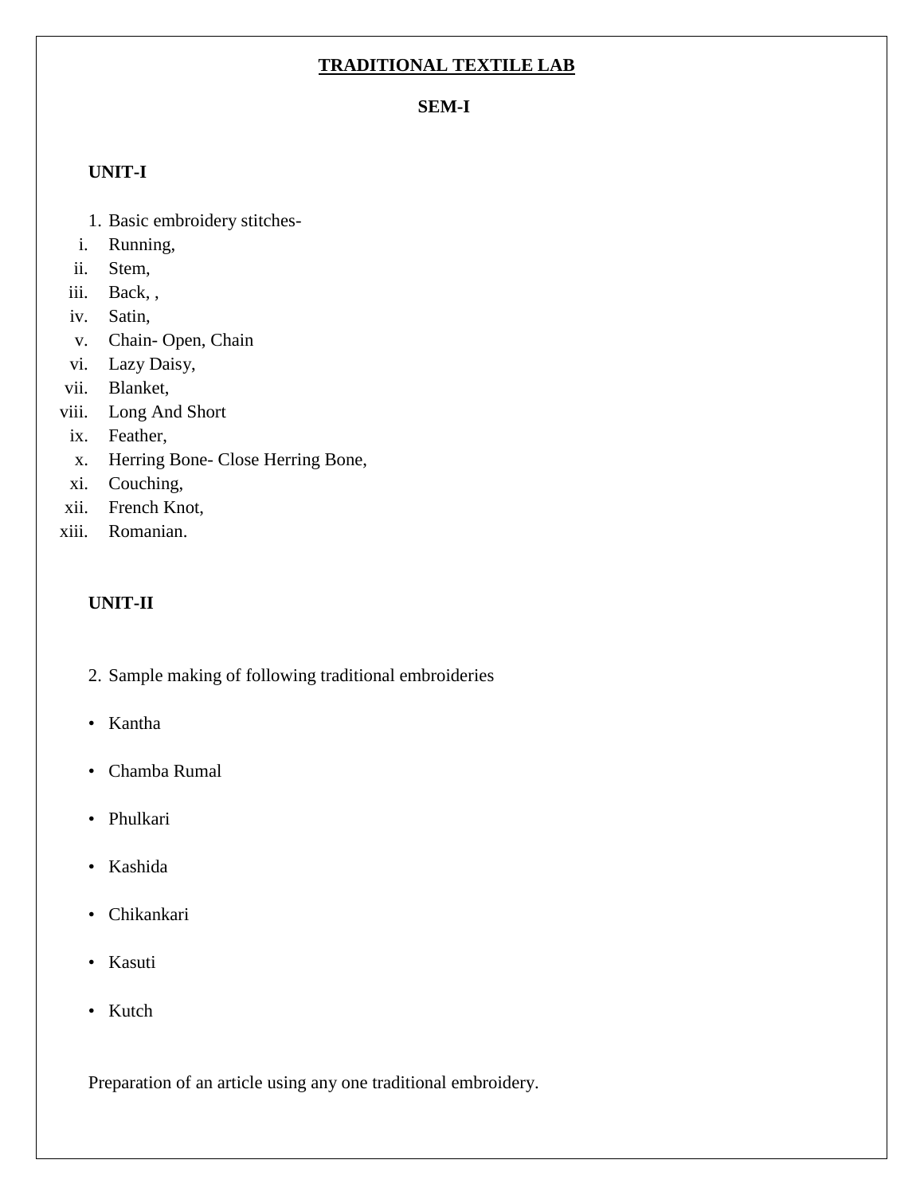# TRADITIONAL TEXTILE LAB

## SEM-I

### UNIT-I

1. Basic embroidery stitches-

   i. Running,
   ii. Stem,
   iii. Back, ,
   iv. Satin,
   v. Chain- Open, Chain
   vi. Lazy Daisy,
   vii. Blanket,
   viii. Long And Short
   ix. Feather,
   x. Herring Bone- Close Herring Bone,
   xi. Couching,
   xii. French Knot,
   xiii. Romanian.

### UNIT-II

2. Sample making of following traditional embroideries

- Kantha
- Chamba Rumal
- Phulkari
- Kashida
- Chikankari
- Kasuti
- Kutch

Preparation of an article using any one traditional embroidery.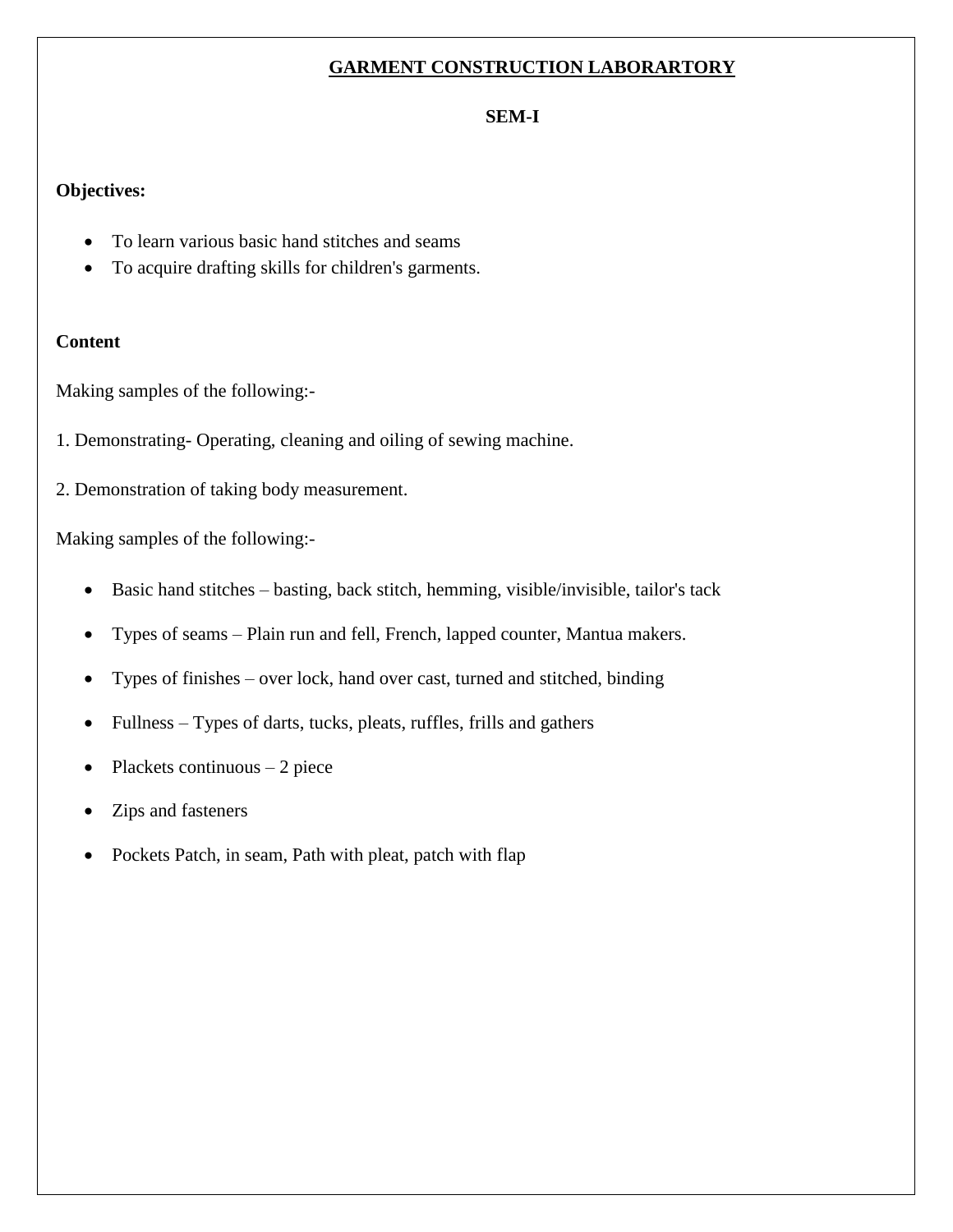# GARMENT CONSTRUCTION LABORARTORY

## SEM-I

**Objectives:**

- To learn various basic hand stitches and seams
- To acquire drafting skills for children's garments.

**Content**

Making samples of the following:-

1. Demonstrating- Operating, cleaning and oiling of sewing machine.

2. Demonstration of taking body measurement.

Making samples of the following:-

- Basic hand stitches – basting, back stitch, hemming, visible/invisible, tailor's tack
- Types of seams – Plain run and fell, French, lapped counter, Mantua makers.
- Types of finishes – over lock, hand over cast, turned and stitched, binding
- Fullness – Types of darts, tucks, pleats, ruffles, frills and gathers
- Plackets continuous – 2 piece
- Zips and fasteners
- Pockets Patch, in seam, Path with pleat, patch with flap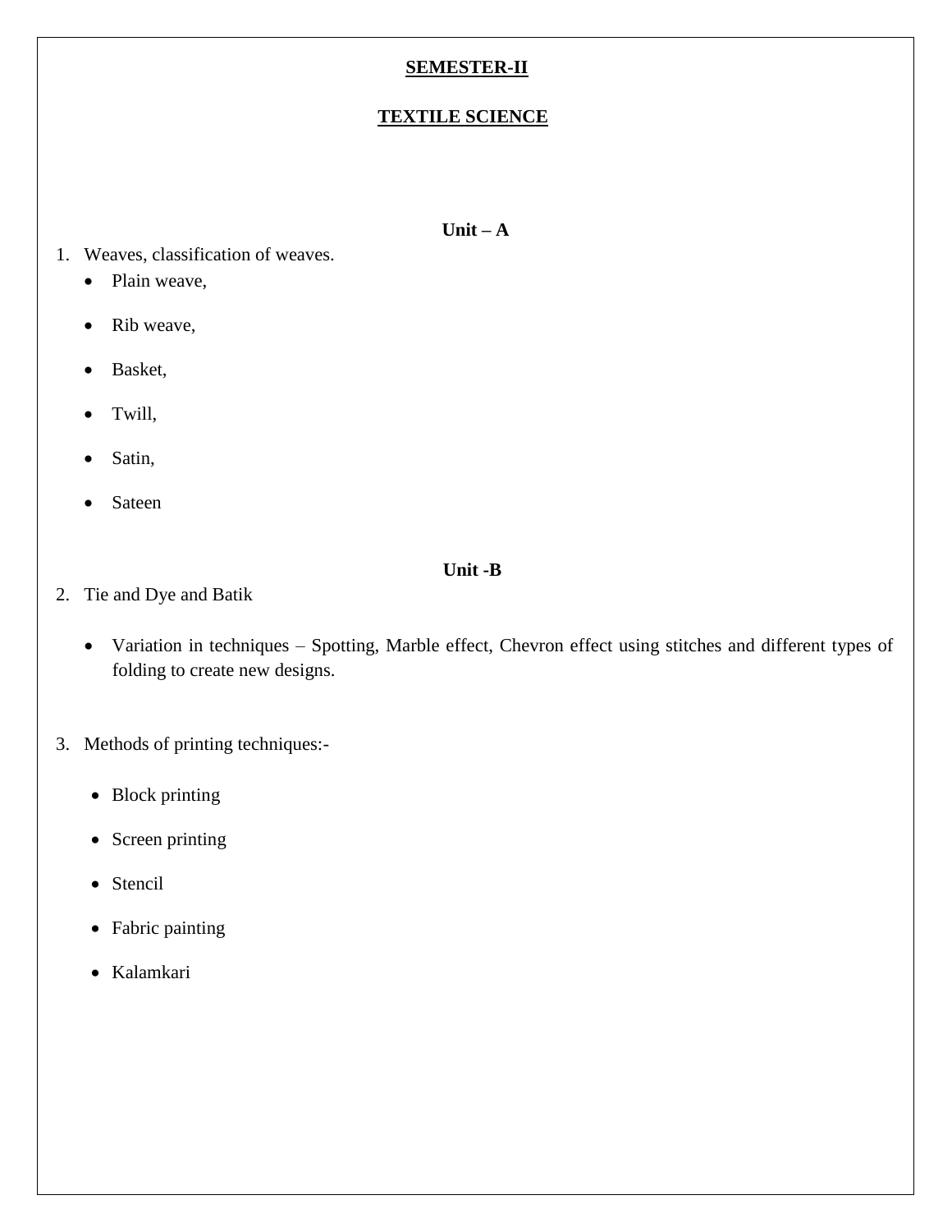## SEMESTER-II

## TEXTILE SCIENCE

### Unit – A

1. Weaves, classification of weaves.
   - Plain weave,
   - Rib weave,
   - Basket,
   - Twill,
   - Satin,
   - Sateen

### Unit -B

2. Tie and Dye and Batik
   - Variation in techniques – Spotting, Marble effect, Chevron effect using stitches and different types of folding to create new designs.

3. Methods of printing techniques:-
   - Block printing
   - Screen printing
   - Stencil
   - Fabric painting
   - Kalamkari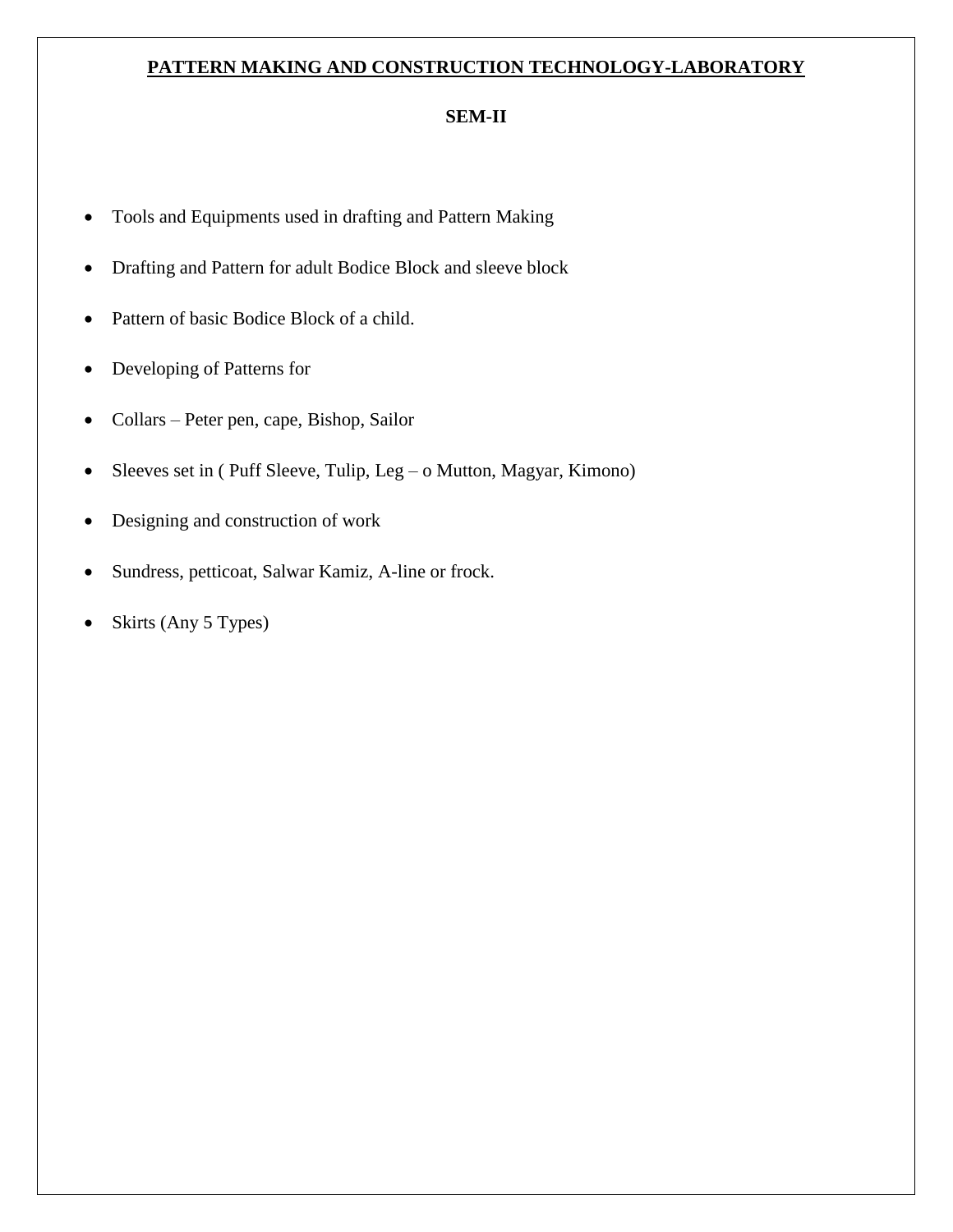# PATTERN MAKING AND CONSTRUCTION TECHNOLOGY-LABORATORY

## SEM-II

- Tools and Equipments used in drafting and Pattern Making
- Drafting and Pattern for adult Bodice Block and sleeve block
- Pattern of basic Bodice Block of a child.
- Developing of Patterns for
- Collars – Peter pen, cape, Bishop, Sailor
- Sleeves set in ( Puff Sleeve, Tulip, Leg – o Mutton, Magyar, Kimono)
- Designing and construction of work
- Sundress, petticoat, Salwar Kamiz, A-line or frock.
- Skirts (Any 5 Types)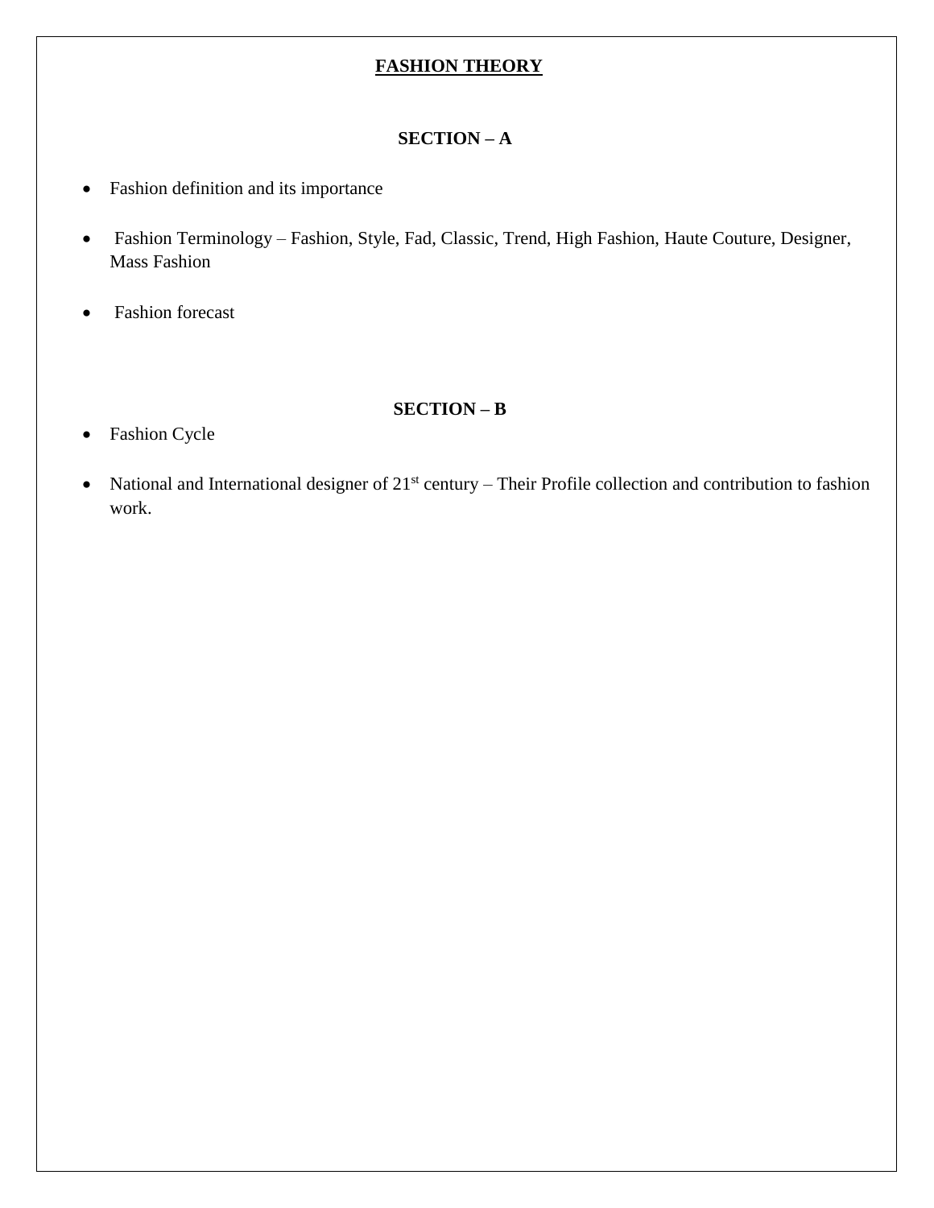# FASHION THEORY

## SECTION – A

- Fashion definition and its importance
- Fashion Terminology – Fashion, Style, Fad, Classic, Trend, High Fashion, Haute Couture, Designer, Mass Fashion
- Fashion forecast

## SECTION – B

- Fashion Cycle
- National and International designer of 21st century – Their Profile collection and contribution to fashion work.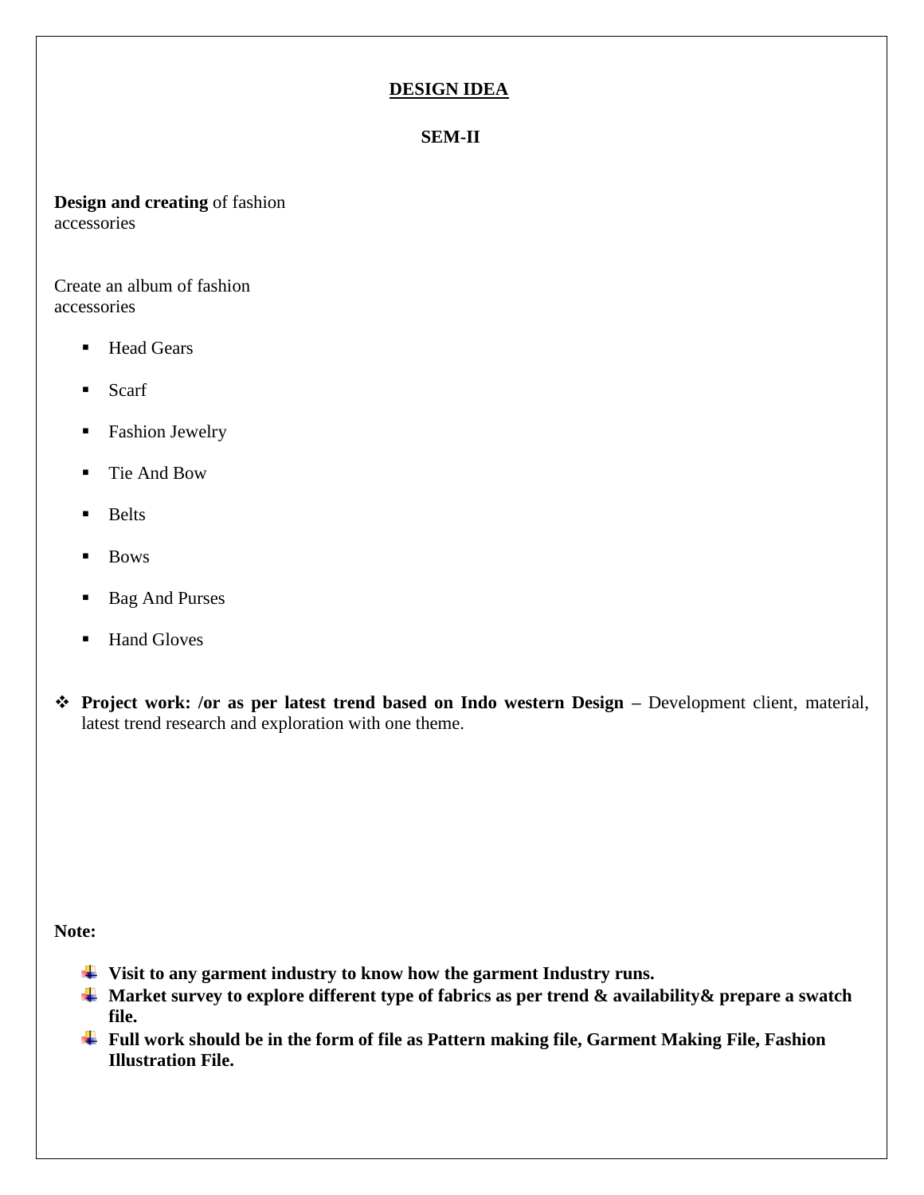## DESIGN IDEA

### SEM-II

**Design and creating** of fashion accessories

Create an album of fashion accessories

- Head Gears
- Scarf
- Fashion Jewelry
- Tie And Bow
- Belts
- Bows
- Bag And Purses
- Hand Gloves

- **Project work: /or as per latest trend based on Indo western Design –** Development client, material, latest trend research and exploration with one theme.

**Note:**

- **Visit to any garment industry to know how the garment Industry runs.**
- **Market survey to explore different type of fabrics as per trend & availability& prepare a swatch file.**
- **Full work should be in the form of file as Pattern making file, Garment Making File, Fashion Illustration File.**